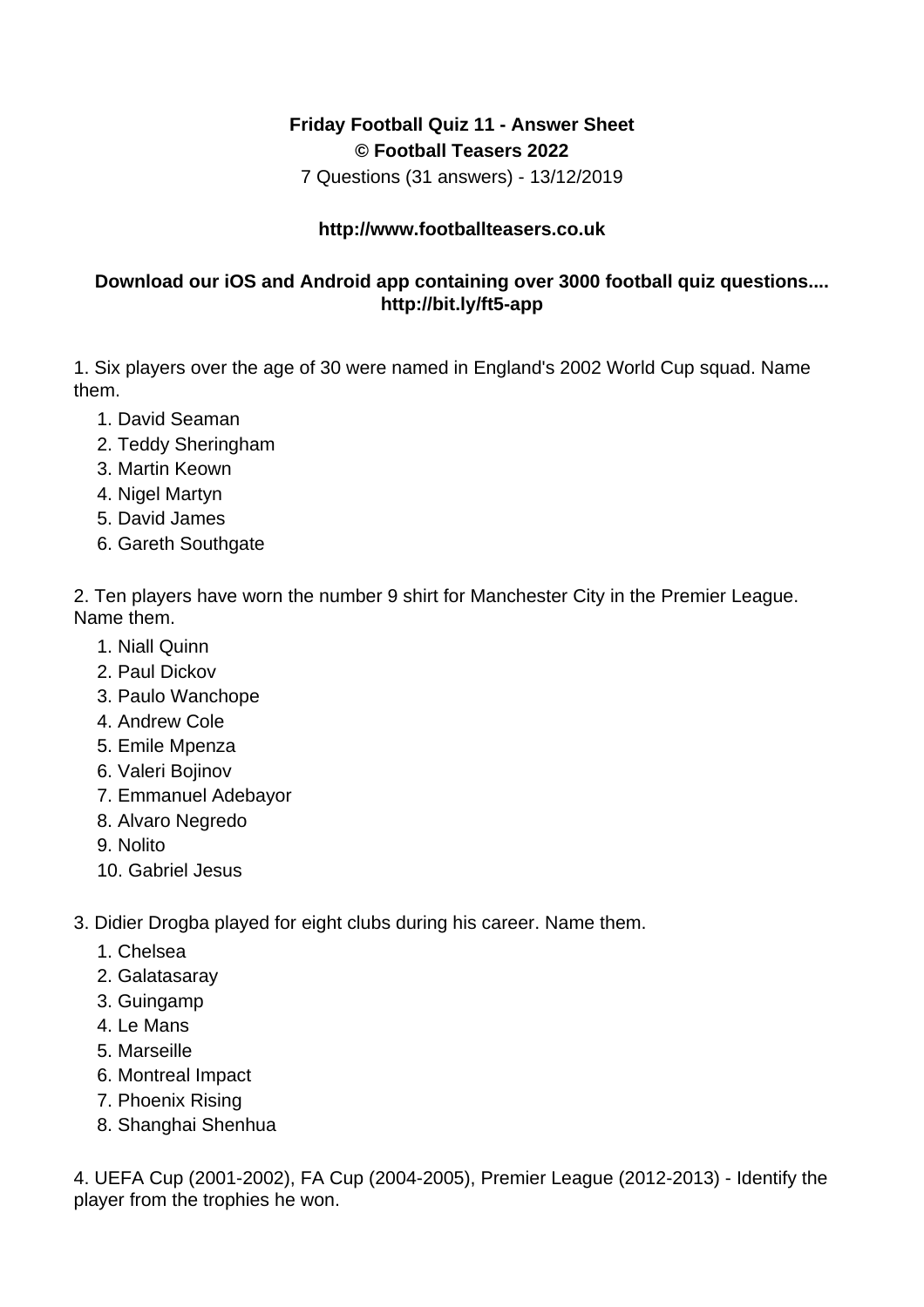**Friday Football Quiz 11 - Answer Sheet**
**© Football Teasers 2022**

7 Questions (31 answers) - 13/12/2019

**http://www.footballteasers.co.uk**

**Download our iOS and Android app containing over 3000 football quiz questions.... http://bit.ly/ft5-app**

1. Six players over the age of 30 were named in England's 2002 World Cup squad. Name them.

    1. David Seaman
    2. Teddy Sheringham
    3. Martin Keown
    4. Nigel Martyn
    5. David James
    6. Gareth Southgate

2. Ten players have worn the number 9 shirt for Manchester City in the Premier League. Name them.

    1. Niall Quinn
    2. Paul Dickov
    3. Paulo Wanchope
    4. Andrew Cole
    5. Emile Mpenza
    6. Valeri Bojinov
    7. Emmanuel Adebayor
    8. Alvaro Negredo
    9. Nolito
    10. Gabriel Jesus

3. Didier Drogba played for eight clubs during his career. Name them.

    1. Chelsea
    2. Galatasaray
    3. Guingamp
    4. Le Mans
    5. Marseille
    6. Montreal Impact
    7. Phoenix Rising
    8. Shanghai Shenhua

4. UEFA Cup (2001-2002), FA Cup (2004-2005), Premier League (2012-2013) - Identify the player from the trophies he won.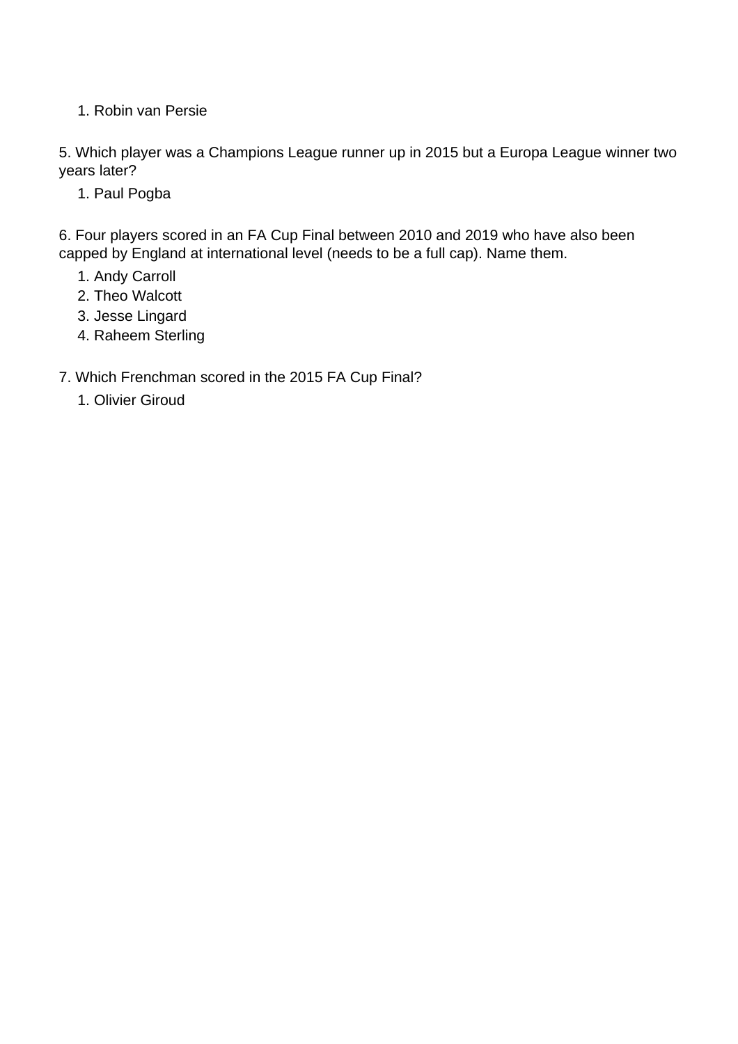1. Robin van Persie

5. Which player was a Champions League runner up in 2015 but a Europa League winner two years later?

1. Paul Pogba

6. Four players scored in an FA Cup Final between 2010 and 2019 who have also been capped by England at international level (needs to be a full cap). Name them.

1. Andy Carroll
2. Theo Walcott
3. Jesse Lingard
4. Raheem Sterling

7. Which Frenchman scored in the 2015 FA Cup Final?

1. Olivier Giroud